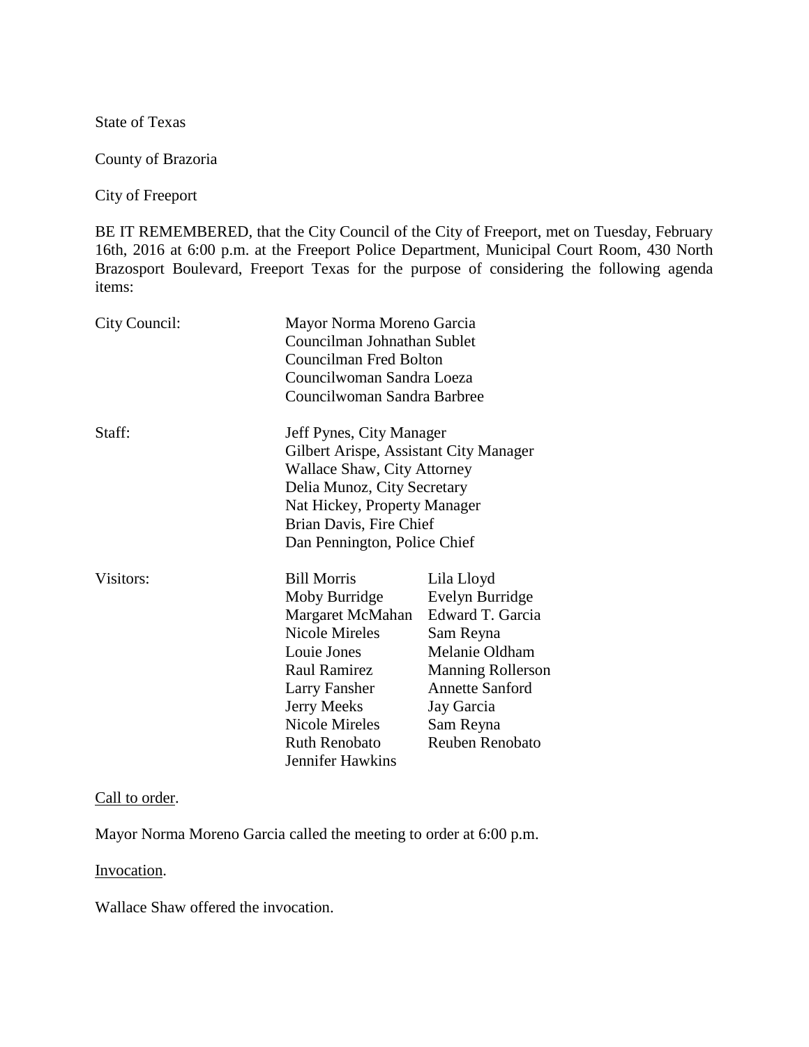State of Texas

County of Brazoria

City of Freeport

BE IT REMEMBERED, that the City Council of the City of Freeport, met on Tuesday, February 16th, 2016 at 6:00 p.m. at the Freeport Police Department, Municipal Court Room, 430 North Brazosport Boulevard, Freeport Texas for the purpose of considering the following agenda items:

City Council:
- Mayor Norma Moreno Garcia
- Councilman Johnathan Sublet
- Councilman Fred Bolton
- Councilwoman Sandra Loeza
- Councilwoman Sandra Barbree

Staff:
- Jeff Pynes, City Manager
- Gilbert Arispe, Assistant City Manager
- Wallace Shaw, City Attorney
- Delia Munoz, City Secretary
- Nat Hickey, Property Manager
- Brian Davis, Fire Chief
- Dan Pennington, Police Chief

Visitors:

| | |
|---|---|
| Bill Morris | Lila Lloyd |
| Moby Burridge | Evelyn Burridge |
| Margaret McMahan | Edward T. Garcia |
| Nicole Mireles | Sam Reyna |
| Louie Jones | Melanie Oldham |
| Raul Ramirez | Manning Rollerson |
| Larry Fansher | Annette Sanford |
| Jerry Meeks | Jay Garcia |
| Nicole Mireles | Sam Reyna |
| Ruth Renobato | Reuben Renobato |
| Jennifer Hawkins | |

<u>Call to order</u>.

Mayor Norma Moreno Garcia called the meeting to order at 6:00 p.m.

<u>Invocation</u>.

Wallace Shaw offered the invocation.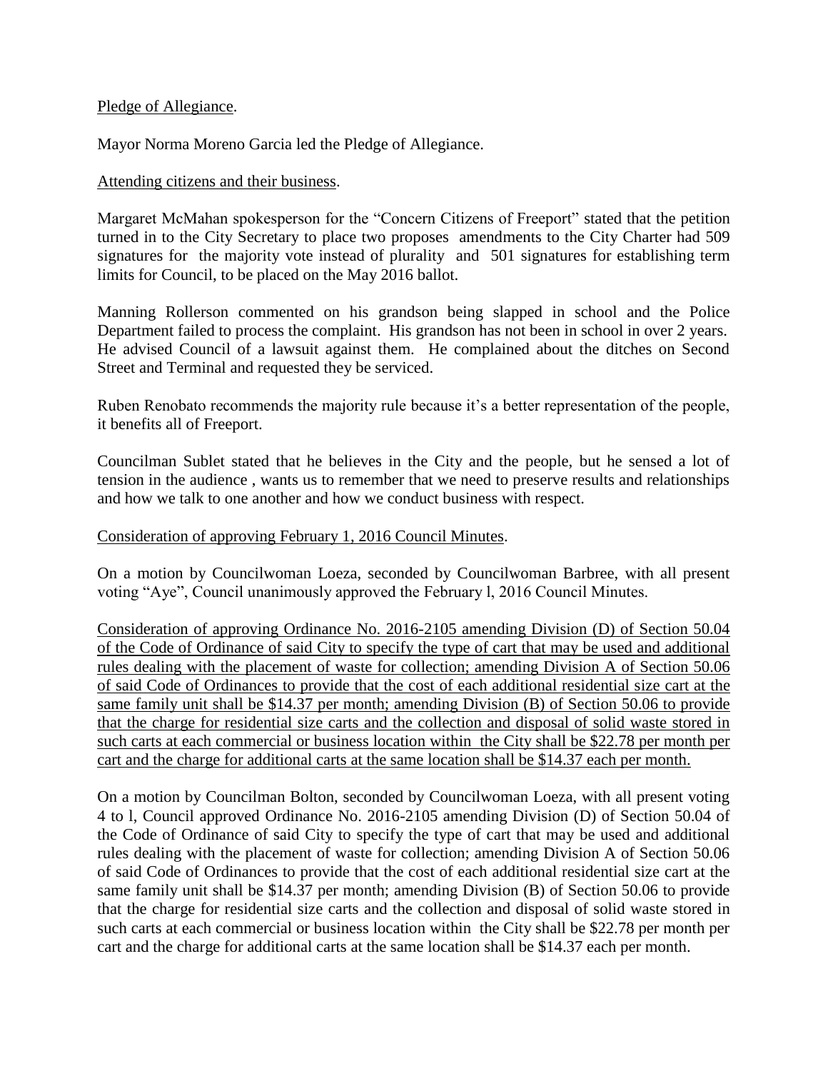Pledge of Allegiance.

Mayor Norma Moreno Garcia led the Pledge of Allegiance.

Attending citizens and their business.

Margaret McMahan spokesperson for the "Concern Citizens of Freeport" stated that the petition turned in to the City Secretary to place two proposes amendments to the City Charter had 509 signatures for the majority vote instead of plurality and 501 signatures for establishing term limits for Council, to be placed on the May 2016 ballot.

Manning Rollerson commented on his grandson being slapped in school and the Police Department failed to process the complaint. His grandson has not been in school in over 2 years. He advised Council of a lawsuit against them. He complained about the ditches on Second Street and Terminal and requested they be serviced.

Ruben Renobato recommends the majority rule because it's a better representation of the people, it benefits all of Freeport.

Councilman Sublet stated that he believes in the City and the people, but he sensed a lot of tension in the audience , wants us to remember that we need to preserve results and relationships and how we talk to one another and how we conduct business with respect.

Consideration of approving February 1, 2016 Council Minutes.

On a motion by Councilwoman Loeza, seconded by Councilwoman Barbree, with all present voting "Aye", Council unanimously approved the February l, 2016 Council Minutes.

Consideration of approving Ordinance No. 2016-2105 amending Division (D) of Section 50.04 of the Code of Ordinance of said City to specify the type of cart that may be used and additional rules dealing with the placement of waste for collection; amending Division A of Section 50.06 of said Code of Ordinances to provide that the cost of each additional residential size cart at the same family unit shall be $14.37 per month; amending Division (B) of Section 50.06 to provide that the charge for residential size carts and the collection and disposal of solid waste stored in such carts at each commercial or business location within the City shall be $22.78 per month per cart and the charge for additional carts at the same location shall be $14.37 each per month.

On a motion by Councilman Bolton, seconded by Councilwoman Loeza, with all present voting 4 to l, Council approved Ordinance No. 2016-2105 amending Division (D) of Section 50.04 of the Code of Ordinance of said City to specify the type of cart that may be used and additional rules dealing with the placement of waste for collection; amending Division A of Section 50.06 of said Code of Ordinances to provide that the cost of each additional residential size cart at the same family unit shall be $14.37 per month; amending Division (B) of Section 50.06 to provide that the charge for residential size carts and the collection and disposal of solid waste stored in such carts at each commercial or business location within the City shall be $22.78 per month per cart and the charge for additional carts at the same location shall be $14.37 each per month.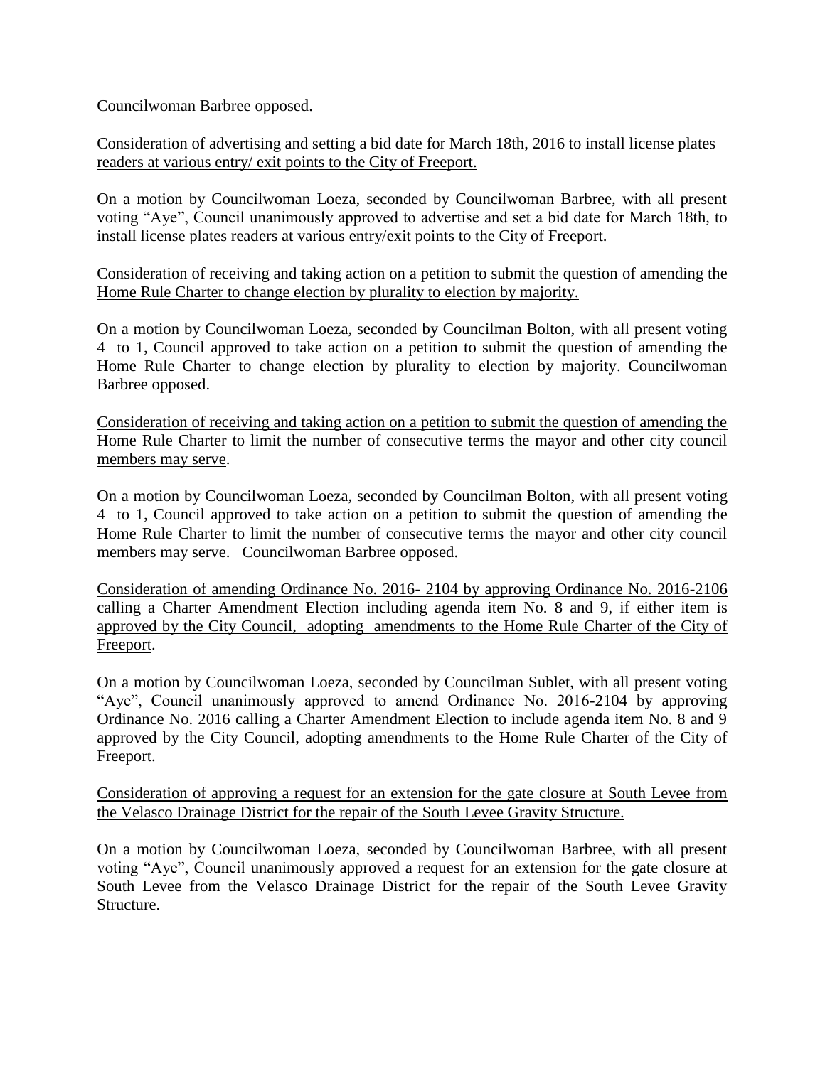Councilwoman Barbree opposed.

<u>Consideration of advertising and setting a bid date for March 18th, 2016 to install license plates readers at various entry/ exit points to the City of Freeport.</u>

On a motion by Councilwoman Loeza, seconded by Councilwoman Barbree, with all present voting "Aye", Council unanimously approved to advertise and set a bid date for March 18th, to install license plates readers at various entry/exit points to the City of Freeport.

<u>Consideration of receiving and taking action on a petition to submit the question of amending the Home Rule Charter to change election by plurality to election by majority.</u>

On a motion by Councilwoman Loeza, seconded by Councilman Bolton, with all present voting 4 to 1, Council approved to take action on a petition to submit the question of amending the Home Rule Charter to change election by plurality to election by majority. Councilwoman Barbree opposed.

<u>Consideration of receiving and taking action on a petition to submit the question of amending the Home Rule Charter to limit the number of consecutive terms the mayor and other city council members may serve.</u>

On a motion by Councilwoman Loeza, seconded by Councilman Bolton, with all present voting 4 to 1, Council approved to take action on a petition to submit the question of amending the Home Rule Charter to limit the number of consecutive terms the mayor and other city council members may serve. Councilwoman Barbree opposed.

<u>Consideration of amending Ordinance No. 2016- 2104 by approving Ordinance No. 2016-2106 calling a Charter Amendment Election including agenda item No. 8 and 9, if either item is approved by the City Council, adopting amendments to the Home Rule Charter of the City of Freeport.</u>

On a motion by Councilwoman Loeza, seconded by Councilman Sublet, with all present voting "Aye", Council unanimously approved to amend Ordinance No. 2016-2104 by approving Ordinance No. 2016 calling a Charter Amendment Election to include agenda item No. 8 and 9 approved by the City Council, adopting amendments to the Home Rule Charter of the City of Freeport.

<u>Consideration of approving a request for an extension for the gate closure at South Levee from the Velasco Drainage District for the repair of the South Levee Gravity Structure.</u>

On a motion by Councilwoman Loeza, seconded by Councilwoman Barbree, with all present voting "Aye", Council unanimously approved a request for an extension for the gate closure at South Levee from the Velasco Drainage District for the repair of the South Levee Gravity Structure.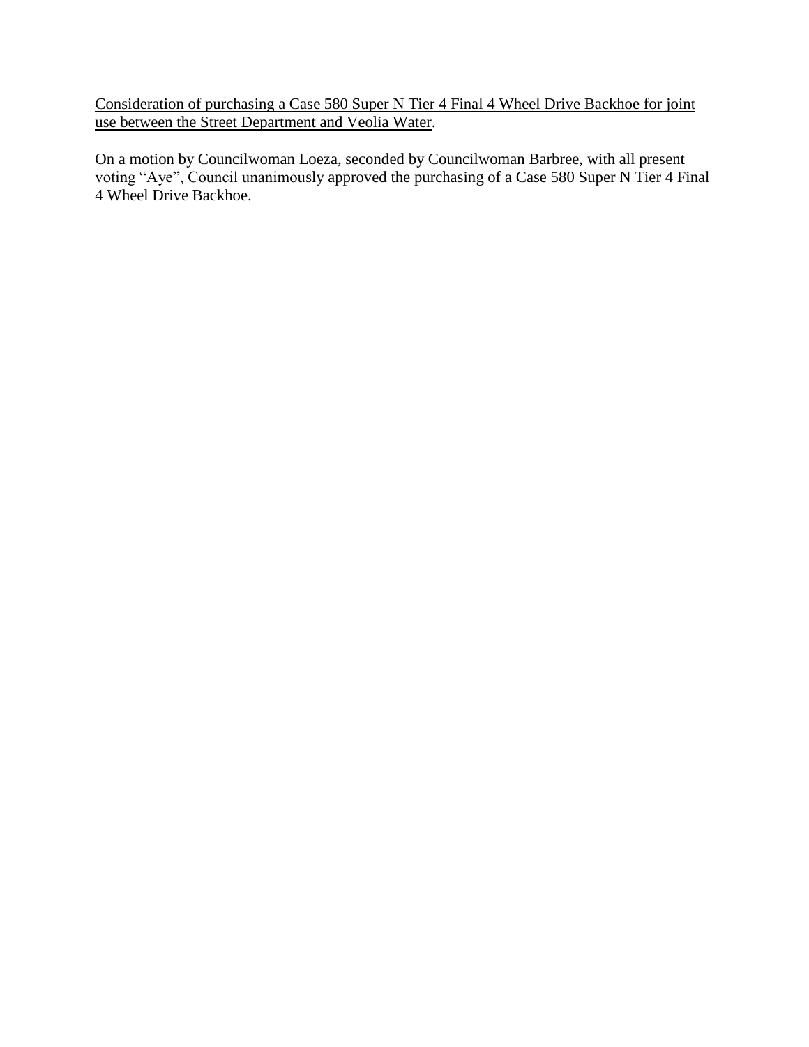<u>Consideration of purchasing a Case 580 Super N Tier 4 Final 4 Wheel Drive Backhoe for joint use between the Street Department and Veolia Water</u>.

On a motion by Councilwoman Loeza, seconded by Councilwoman Barbree, with all present voting "Aye", Council unanimously approved the purchasing of a Case 580 Super N Tier 4 Final 4 Wheel Drive Backhoe.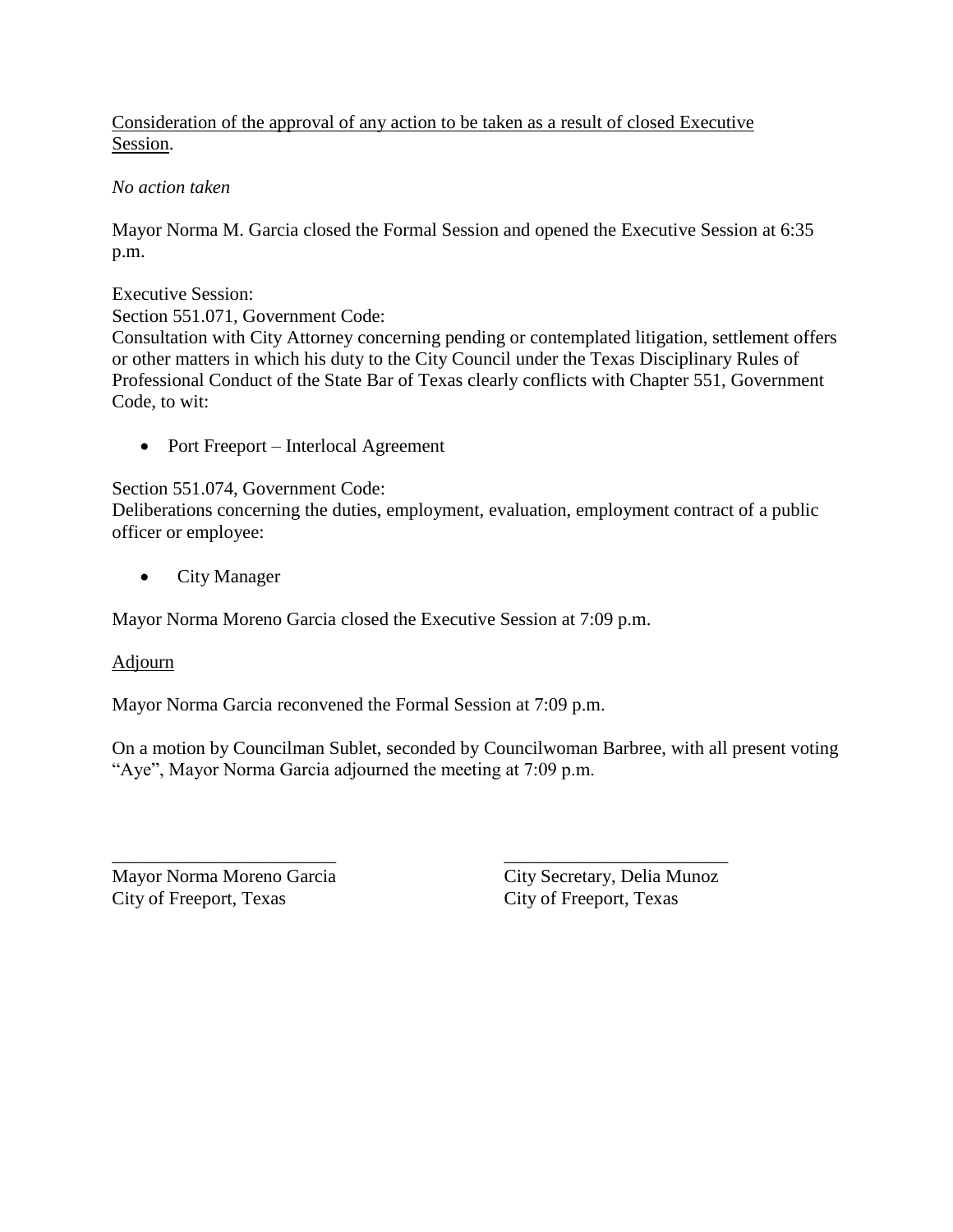<u>Consideration of the approval of any action to be taken as a result of closed Executive Session</u>.

*No action taken*

Mayor Norma M. Garcia closed the Formal Session and opened the Executive Session at 6:35 p.m.

Executive Session:
Section 551.071, Government Code:
Consultation with City Attorney concerning pending or contemplated litigation, settlement offers or other matters in which his duty to the City Council under the Texas Disciplinary Rules of Professional Conduct of the State Bar of Texas clearly conflicts with Chapter 551, Government Code, to wit:

- Port Freeport – Interlocal Agreement

Section 551.074, Government Code:
Deliberations concerning the duties, employment, evaluation, employment contract of a public officer or employee:

- City Manager

Mayor Norma Moreno Garcia closed the Executive Session at 7:09 p.m.

<u>Adjourn</u>

Mayor Norma Garcia reconvened the Formal Session at 7:09 p.m.

On a motion by Councilman Sublet, seconded by Councilwoman Barbree, with all present voting "Aye", Mayor Norma Garcia adjourned the meeting at 7:09 p.m.

\_\_\_\_\_\_\_\_\_\_\_\_\_\_\_\_\_\_\_\_\_\_\_\_\_
Mayor Norma Moreno Garcia
City of Freeport, Texas

\_\_\_\_\_\_\_\_\_\_\_\_\_\_\_\_\_\_\_\_\_\_\_\_\_
City Secretary, Delia Munoz
City of Freeport, Texas